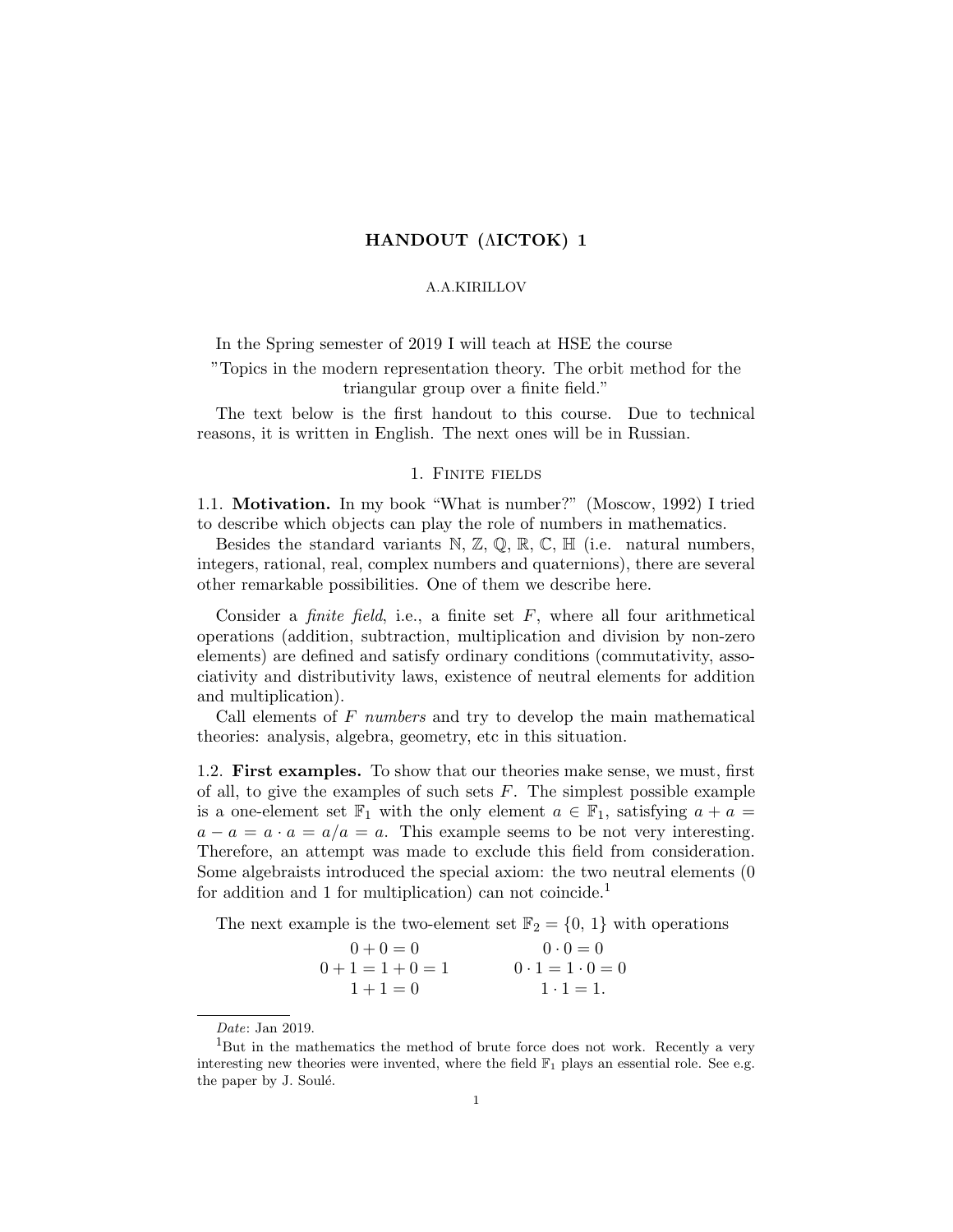# HANDOUT (ΛICTOK) 1

A.A.KIRILLOV

In the Spring semester of 2019 I will teach at HSE the course

"Topics in the modern representation theory. The orbit method for the triangular group over a finite field."

The text below is the first handout to this course. Due to technical reasons, it is written in English. The next ones will be in Russian.

## 1. Finite fields

**1.1. Motivation.** In my book "What is number?" (Moscow, 1992) I tried to describe which objects can play the role of numbers in mathematics.

Besides the standard variants $\mathbb{N}$, $\mathbb{Z}$, $\mathbb{Q}$, $\mathbb{R}$, $\mathbb{C}$, $\mathbb{H}$ (i.e. natural numbers, integers, rational, real, complex numbers and quaternions), there are several other remarkable possibilities. One of them we describe here.

Consider a *finite field*, i.e., a finite set $F$, where all four arithmetical operations (addition, subtraction, multiplication and division by non-zero elements) are defined and satisfy ordinary conditions (commutativity, associativity and distributivity laws, existence of neutral elements for addition and multiplication).

Call elements of $F$ *numbers* and try to develop the main mathematical theories: analysis, algebra, geometry, etc in this situation.

**1.2. First examples.** To show that our theories make sense, we must, first of all, to give the examples of such sets $F$. The simplest possible example is a one-element set $\mathbb{F}_1$ with the only element $a \in \mathbb{F}_1$, satisfying $a + a = a - a = a \cdot a = a/a = a$. This example seems to be not very interesting. Therefore, an attempt was made to exclude this field from consideration. Some algebraists introduced the special axiom: the two neutral elements (0 for addition and 1 for multiplication) can not coincide.[1]

The next example is the two-element set $\mathbb{F}_2 = \{0, 1\}$ with operations

$$
\begin{array}{cc}
0 + 0 = 0 & 0 \cdot 0 = 0 \\
0 + 1 = 1 + 0 = 1 & 0 \cdot 1 = 1 \cdot 0 = 0 \\
1 + 1 = 0 & 1 \cdot 1 = 1.
\end{array}
$$

---

*Date*: Jan 2019.

[1] But in the mathematics the method of brute force does not work. Recently a very interesting new theories were invented, where the field $\mathbb{F}_1$ plays an essential role. See e.g. the paper by J. Soulé.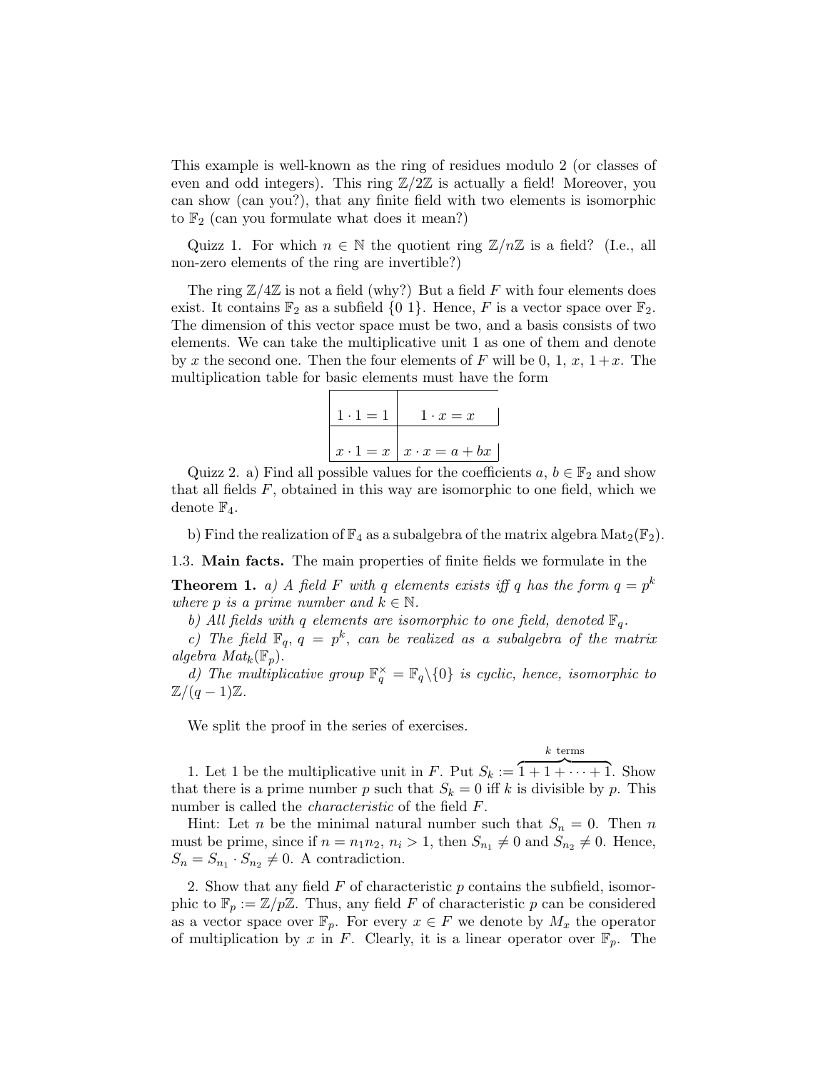This example is well-known as the ring of residues modulo 2 (or classes of even and odd integers). This ring $\mathbb{Z}/2\mathbb{Z}$ is actually a field! Moreover, you can show (can you?), that any finite field with two elements is isomorphic to $\mathbb{F}_2$ (can you formulate what does it mean?)

Quizz 1. For which $n \in \mathbb{N}$ the quotient ring $\mathbb{Z}/n\mathbb{Z}$ is a field? (I.e., all non-zero elements of the ring are invertible?)

The ring $\mathbb{Z}/4\mathbb{Z}$ is not a field (why?) But a field $F$ with four elements does exist. It contains $\mathbb{F}_2$ as a subfield $\{0\ 1\}$. Hence, $F$ is a vector space over $\mathbb{F}_2$. The dimension of this vector space must be two, and a basis consists of two elements. We can take the multiplicative unit 1 as one of them and denote by $x$ the second one. Then the four elements of $F$ will be 0, 1, $x$, $1+x$. The multiplication table for basic elements must have the form

| | |
|---|---|
| $1 \cdot 1 = 1$ | $1 \cdot x = x$ |
| $x \cdot 1 = x$ | $x \cdot x = a + bx$ |

Quizz 2. a) Find all possible values for the coefficients $a$, $b \in \mathbb{F}_2$ and show that all fields $F$, obtained in this way are isomorphic to one field, which we denote $\mathbb{F}_4$.

b) Find the realization of $\mathbb{F}_4$ as a subalgebra of the matrix algebra $\mathrm{Mat}_2(\mathbb{F}_2)$.

1.3. **Main facts.** The main properties of finite fields we formulate in the

**Theorem 1.** *a) A field $F$ with $q$ elements exists iff $q$ has the form $q = p^k$ where $p$ is a prime number and $k \in \mathbb{N}$.*

*b) All fields with $q$ elements are isomorphic to one field, denoted $\mathbb{F}_q$.*

*c) The field $\mathbb{F}_q$, $q = p^k$, can be realized as a subalgebra of the matrix algebra $Mat_k(\mathbb{F}_p)$.*

*d) The multiplicative group $\mathbb{F}_q^\times = \mathbb{F}_q \backslash \{0\}$ is cyclic, hence, isomorphic to $\mathbb{Z}/(q-1)\mathbb{Z}$.*

We split the proof in the series of exercises.

1. Let 1 be the multiplicative unit in $F$. Put $S_k := \overbrace{1 + 1 + \cdots + 1}^{k \text{ terms}}$. Show that there is a prime number $p$ such that $S_k = 0$ iff $k$ is divisible by $p$. This number is called the *characteristic* of the field $F$.

Hint: Let $n$ be the minimal natural number such that $S_n = 0$. Then $n$ must be prime, since if $n = n_1 n_2$, $n_i > 1$, then $S_{n_1} \neq 0$ and $S_{n_2} \neq 0$. Hence, $S_n = S_{n_1} \cdot S_{n_2} \neq 0$. A contradiction.

2. Show that any field $F$ of characteristic $p$ contains the subfield, isomorphic to $\mathbb{F}_p := \mathbb{Z}/p\mathbb{Z}$. Thus, any field $F$ of characteristic $p$ can be considered as a vector space over $\mathbb{F}_p$. For every $x \in F$ we denote by $M_x$ the operator of multiplication by $x$ in $F$. Clearly, it is a linear operator over $\mathbb{F}_p$. The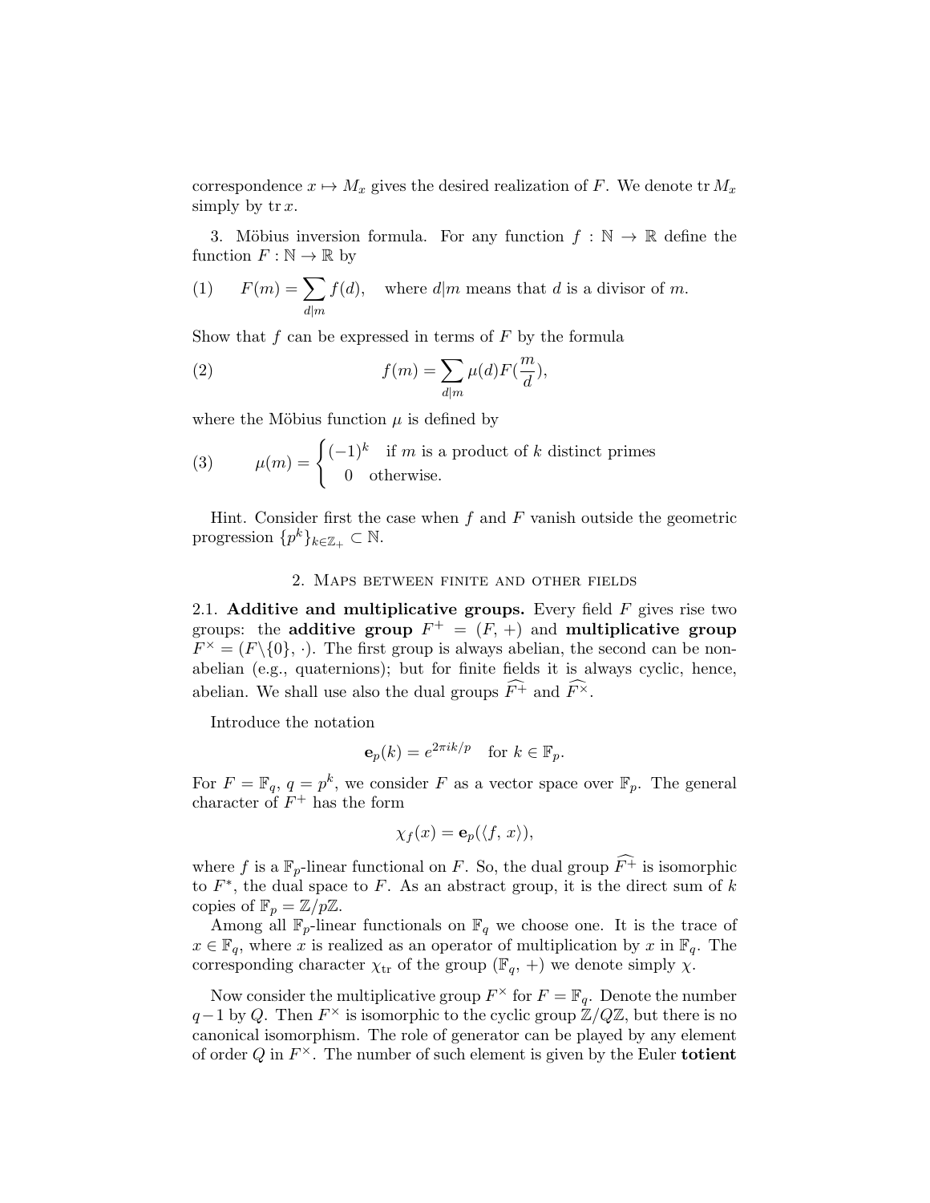correspondence $x \mapsto M_x$ gives the desired realization of $F$. We denote $\operatorname{tr} M_x$ simply by $\operatorname{tr} x$.

3. Möbius inversion formula. For any function $f : \mathbb{N} \to \mathbb{R}$ define the function $F : \mathbb{N} \to \mathbb{R}$ by

$$(1) \qquad F(m) = \sum_{d|m} f(d), \quad \text{where } d|m \text{ means that } d \text{ is a divisor of } m.$$

Show that $f$ can be expressed in terms of $F$ by the formula

$$(2) \qquad f(m) = \sum_{d|m} \mu(d) F\left(\frac{m}{d}\right),$$

where the Möbius function $\mu$ is defined by

$$(3) \qquad \mu(m) = \begin{cases} (-1)^k & \text{if } m \text{ is a product of } k \text{ distinct primes} \\ 0 & \text{otherwise.} \end{cases}$$

Hint. Consider first the case when $f$ and $F$ vanish outside the geometric progression $\{p^k\}_{k \in \mathbb{Z}_+} \subset \mathbb{N}$.

## 2. Maps between finite and other fields

**2.1. Additive and multiplicative groups.** Every field $F$ gives rise two groups: the **additive group** $F^+ = (F, +)$ and **multiplicative group** $F^\times = (F \backslash \{0\}, \cdot)$. The first group is always abelian, the second can be non-abelian (e.g., quaternions); but for finite fields it is always cyclic, hence, abelian. We shall use also the dual groups $\widehat{F^+}$ and $\widehat{F^\times}$.

Introduce the notation

$$\mathbf{e}_p(k) = e^{2\pi i k/p} \quad \text{for } k \in \mathbb{F}_p.$$

For $F = \mathbb{F}_q$, $q = p^k$, we consider $F$ as a vector space over $\mathbb{F}_p$. The general character of $F^+$ has the form

$$\chi_f(x) = \mathbf{e}_p(\langle f, x \rangle),$$

where $f$ is a $\mathbb{F}_p$-linear functional on $F$. So, the dual group $\widehat{F^+}$ is isomorphic to $F^*$, the dual space to $F$. As an abstract group, it is the direct sum of $k$ copies of $\mathbb{F}_p = \mathbb{Z}/p\mathbb{Z}$.

Among all $\mathbb{F}_p$-linear functionals on $\mathbb{F}_q$ we choose one. It is the trace of $x \in \mathbb{F}_q$, where $x$ is realized as an operator of multiplication by $x$ in $\mathbb{F}_q$. The corresponding character $\chi_{\operatorname{tr}}$ of the group $(\mathbb{F}_q, +)$ we denote simply $\chi$.

Now consider the multiplicative group $F^\times$ for $F = \mathbb{F}_q$. Denote the number $q-1$ by $Q$. Then $F^\times$ is isomorphic to the cyclic group $\mathbb{Z}/Q\mathbb{Z}$, but there is no canonical isomorphism. The role of generator can be played by any element of order $Q$ in $F^\times$. The number of such element is given by the Euler **totient**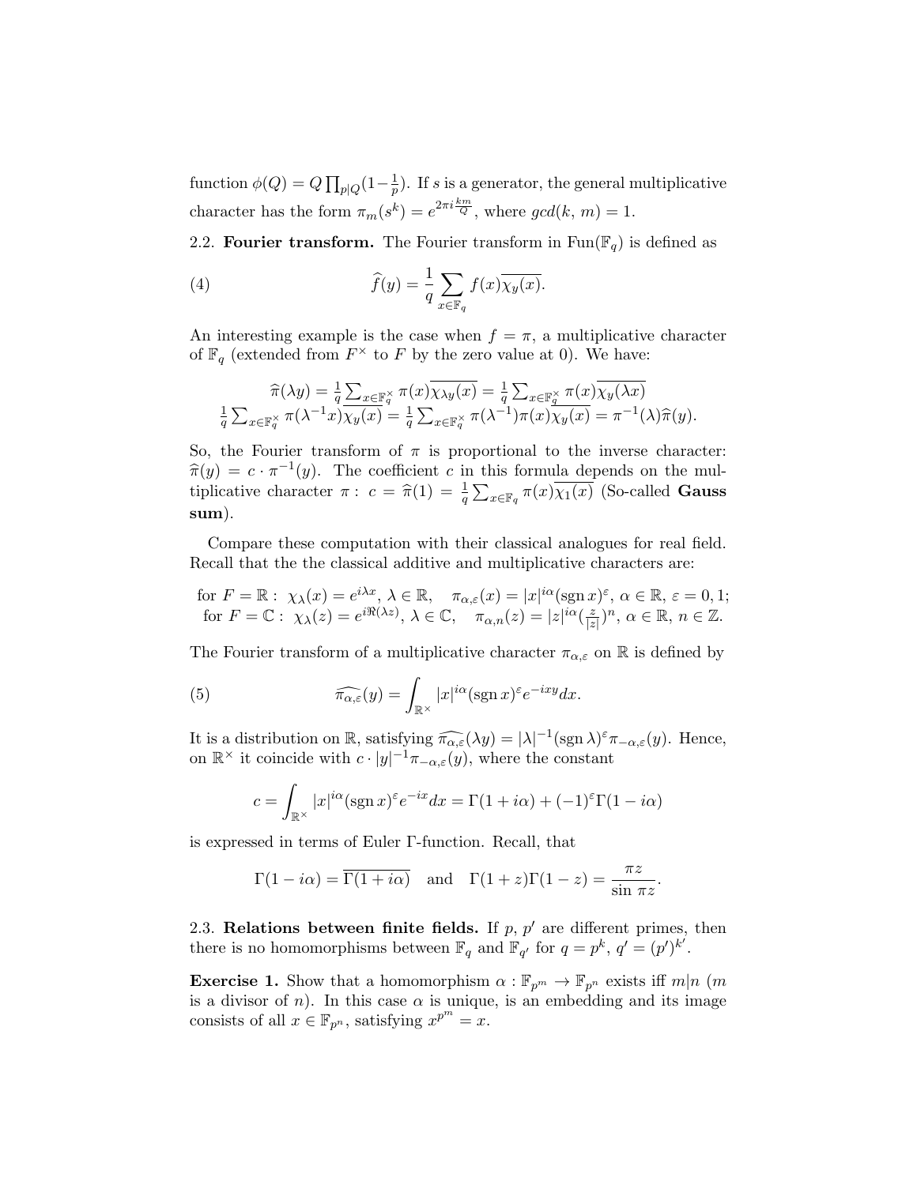function $\phi(Q) = Q\prod_{p|Q}(1-\frac{1}{p})$. If $s$ is a generator, the general multiplicative character has the form $\pi_m(s^k) = e^{2\pi i \frac{km}{Q}}$, where $gcd(k,\, m) = 1$.

2.2. **Fourier transform.** The Fourier transform in $\mathrm{Fun}(\mathbb{F}_q)$ is defined as

$$\widehat{f}(y) = \frac{1}{q}\sum_{x\in\mathbb{F}_q} f(x)\overline{\chi_y(x)}. \tag{4}$$

An interesting example is the case when $f = \pi$, a multiplicative character of $\mathbb{F}_q$ (extended from $F^\times$ to $F$ by the zero value at 0). We have:

$$\begin{array}{c}\widehat{\pi}(\lambda y) = \frac{1}{q}\sum_{x\in\mathbb{F}_q^\times}\pi(x)\overline{\chi_{\lambda y}(x)} = \frac{1}{q}\sum_{x\in\mathbb{F}_q^\times}\pi(x)\overline{\chi_y(\lambda x)}\\ \frac{1}{q}\sum_{x\in\mathbb{F}_q^\times}\pi(\lambda^{-1}x)\overline{\chi_y(x)} = \frac{1}{q}\sum_{x\in\mathbb{F}_q^\times}\pi(\lambda^{-1})\pi(x)\overline{\chi_y(x)} = \pi^{-1}(\lambda)\widehat{\pi}(y).\end{array}$$

So, the Fourier transform of $\pi$ is proportional to the inverse character: $\widehat{\pi}(y) = c\cdot\pi^{-1}(y)$. The coefficient $c$ in this formula depends on the multiplicative character $\pi:\ c = \widehat{\pi}(1) = \frac{1}{q}\sum_{x\in\mathbb{F}_q}\pi(x)\overline{\chi_1(x)}$ (So-called **Gauss sum**).

Compare these computation with their classical analogues for real field. Recall that the the classical additive and multiplicative characters are:

$$\begin{array}{l}\text{for } F=\mathbb{R}:\ \chi_\lambda(x) = e^{i\lambda x},\ \lambda\in\mathbb{R},\quad \pi_{\alpha,\varepsilon}(x) = |x|^{i\alpha}(\operatorname{sgn} x)^\varepsilon,\ \alpha\in\mathbb{R},\ \varepsilon = 0,1;\\ \text{for } F=\mathbb{C}:\ \chi_\lambda(z) = e^{i\Re(\lambda z)},\ \lambda\in\mathbb{C},\quad \pi_{\alpha,n}(z) = |z|^{i\alpha}(\frac{z}{|z|})^n,\ \alpha\in\mathbb{R},\ n\in\mathbb{Z}.\end{array}$$

The Fourier transform of a multiplicative character $\pi_{\alpha,\varepsilon}$ on $\mathbb{R}$ is defined by

$$\widehat{\pi_{\alpha,\varepsilon}}(y) = \int_{\mathbb{R}^\times}|x|^{i\alpha}(\operatorname{sgn} x)^\varepsilon e^{-ixy}dx. \tag{5}$$

It is a distribution on $\mathbb{R}$, satisfying $\widehat{\pi_{\alpha,\varepsilon}}(\lambda y) = |\lambda|^{-1}(\operatorname{sgn}\lambda)^\varepsilon\pi_{-\alpha,\varepsilon}(y)$. Hence, on $\mathbb{R}^\times$ it coincide with $c\cdot|y|^{-1}\pi_{-\alpha,\varepsilon}(y)$, where the constant

$$c = \int_{\mathbb{R}^\times}|x|^{i\alpha}(\operatorname{sgn} x)^\varepsilon e^{-ix}dx = \Gamma(1+i\alpha) + (-1)^\varepsilon\Gamma(1-i\alpha)$$

is expressed in terms of Euler $\Gamma$-function. Recall, that

$$\Gamma(1-i\alpha) = \overline{\Gamma(1+i\alpha)}\quad\text{and}\quad\Gamma(1+z)\Gamma(1-z) = \frac{\pi z}{\sin\,\pi z}.$$

2.3. **Relations between finite fields.** If $p$, $p'$ are different primes, then there is no homomorphisms between $\mathbb{F}_q$ and $\mathbb{F}_{q'}$ for $q = p^k$, $q' = (p')^{k'}$.

**Exercise 1.** Show that a homomorphism $\alpha : \mathbb{F}_{p^m}\to\mathbb{F}_{p^n}$ exists iff $m|n$ ($m$ is a divisor of $n$). In this case $\alpha$ is unique, is an embedding and its image consists of all $x\in\mathbb{F}_{p^n}$, satisfying $x^{p^m} = x$.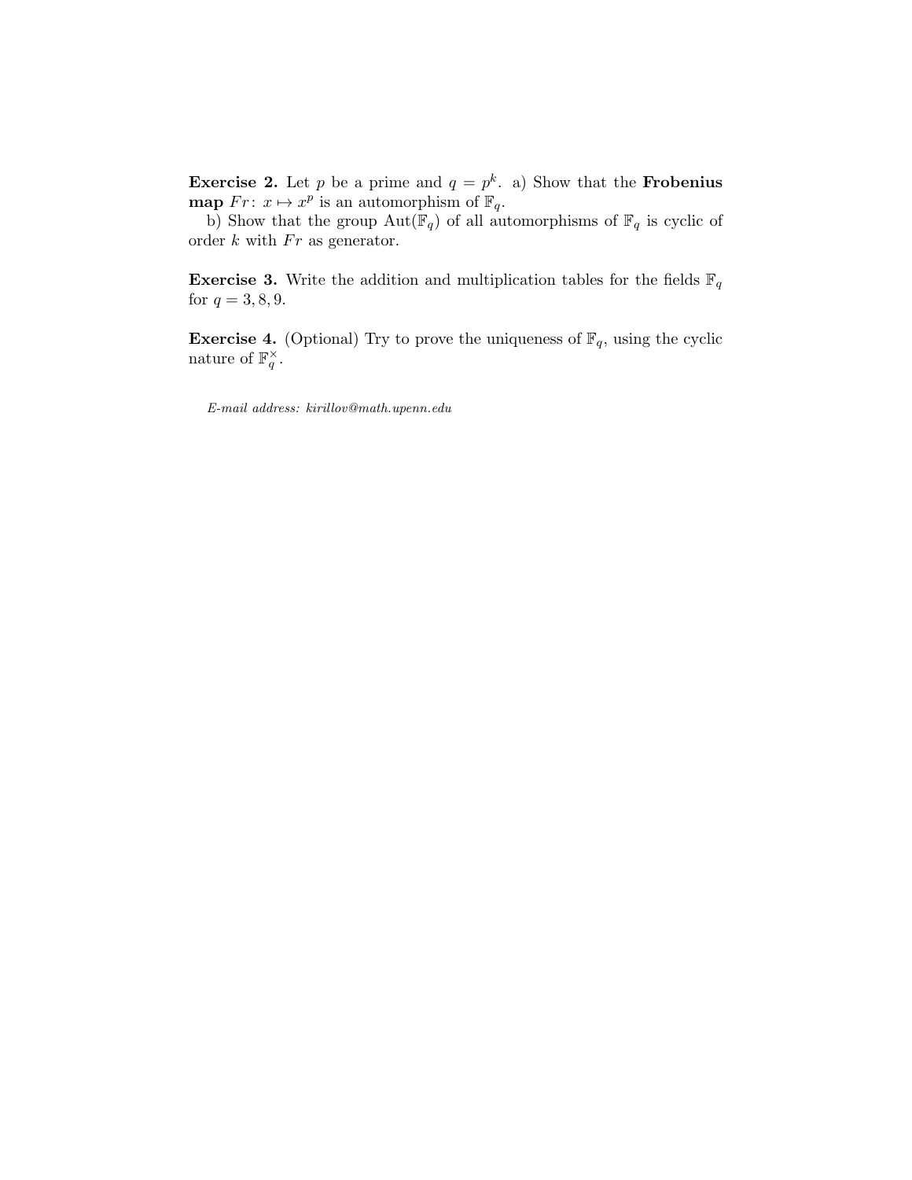**Exercise 2.** Let $p$ be a prime and $q = p^k$. a) Show that the **Frobenius map** $Fr\colon x \mapsto x^p$ is an automorphism of $\mathbb{F}_q$.

b) Show that the group $\mathrm{Aut}(\mathbb{F}_q)$ of all automorphisms of $\mathbb{F}_q$ is cyclic of order $k$ with $Fr$ as generator.

**Exercise 3.** Write the addition and multiplication tables for the fields $\mathbb{F}_q$ for $q = 3, 8, 9$.

**Exercise 4.** (Optional) Try to prove the uniqueness of $\mathbb{F}_q$, using the cyclic nature of $\mathbb{F}_q^\times$.

*E-mail address:* *kirillov@math.upenn.edu*